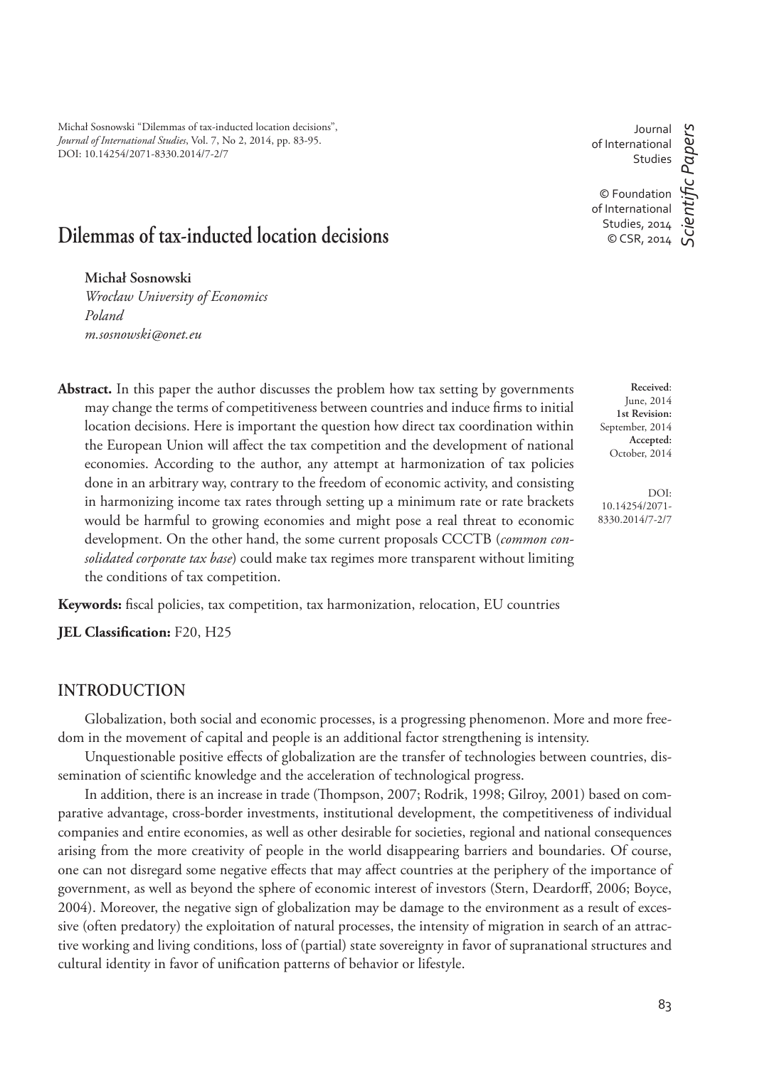Michał Sosnowski "Dilemmas of tax-inducted location decisions", *Journal of International Studies*, Vol. 7, No 2, 2014, pp. 83-95. DOI: 10.14254/2071-8330.2014/7-2/7

Journal of International Studies

© Foundation of International Studies, 2014
© CSR, 2014

*Scientific Papers*

# Dilemmas of tax-inducted location decisions

**Michał Sosnowski**
*Wrocław University of Economics*
*Poland*
*m.sosnowski@onet.eu*

**Received**: June, 2014
**1st Revision:** September, 2014
**Accepted:** October, 2014

DOI: 10.14254/2071-8330.2014/7-2/7

**Abstract.** In this paper the author discusses the problem how tax setting by governments may change the terms of competitiveness between countries and induce firms to initial location decisions. Here is important the question how direct tax coordination within the European Union will affect the tax competition and the development of national economies. According to the author, any attempt at harmonization of tax policies done in an arbitrary way, contrary to the freedom of economic activity, and consisting in harmonizing income tax rates through setting up a minimum rate or rate brackets would be harmful to growing economies and might pose a real threat to economic development. On the other hand, the some current proposals CCCTB (*common consolidated corporate tax base*) could make tax regimes more transparent without limiting the conditions of tax competition.

**Keywords:** fiscal policies, tax competition, tax harmonization, relocation, EU countries

**JEL Classification:** F20, H25

## INTRODUCTION

Globalization, both social and economic processes, is a progressing phenomenon. More and more freedom in the movement of capital and people is an additional factor strengthening is intensity.

Unquestionable positive effects of globalization are the transfer of technologies between countries, dissemination of scientific knowledge and the acceleration of technological progress.

In addition, there is an increase in trade (Thompson, 2007; Rodrik, 1998; Gilroy, 2001) based on comparative advantage, cross-border investments, institutional development, the competitiveness of individual companies and entire economies, as well as other desirable for societies, regional and national consequences arising from the more creativity of people in the world disappearing barriers and boundaries. Of course, one can not disregard some negative effects that may affect countries at the periphery of the importance of government, as well as beyond the sphere of economic interest of investors (Stern, Deardorff, 2006; Boyce, 2004). Moreover, the negative sign of globalization may be damage to the environment as a result of excessive (often predatory) the exploitation of natural processes, the intensity of migration in search of an attractive working and living conditions, loss of (partial) state sovereignty in favor of supranational structures and cultural identity in favor of unification patterns of behavior or lifestyle.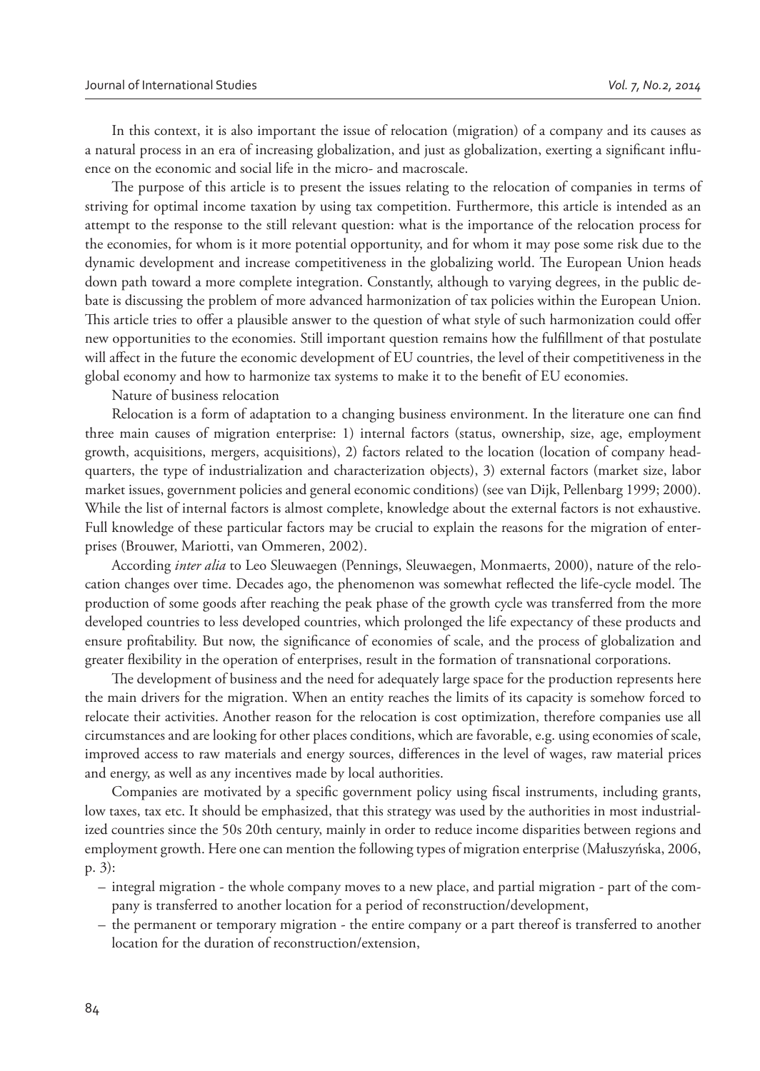In this context, it is also important the issue of relocation (migration) of a company and its causes as a natural process in an era of increasing globalization, and just as globalization, exerting a significant influence on the economic and social life in the micro- and macroscale.

The purpose of this article is to present the issues relating to the relocation of companies in terms of striving for optimal income taxation by using tax competition. Furthermore, this article is intended as an attempt to the response to the still relevant question: what is the importance of the relocation process for the economies, for whom is it more potential opportunity, and for whom it may pose some risk due to the dynamic development and increase competitiveness in the globalizing world. The European Union heads down path toward a more complete integration. Constantly, although to varying degrees, in the public debate is discussing the problem of more advanced harmonization of tax policies within the European Union. This article tries to offer a plausible answer to the question of what style of such harmonization could offer new opportunities to the economies. Still important question remains how the fulfillment of that postulate will affect in the future the economic development of EU countries, the level of their competitiveness in the global economy and how to harmonize tax systems to make it to the benefit of EU economies.

## Nature of business relocation

Relocation is a form of adaptation to a changing business environment. In the literature one can find three main causes of migration enterprise: 1) internal factors (status, ownership, size, age, employment growth, acquisitions, mergers, acquisitions), 2) factors related to the location (location of company headquarters, the type of industrialization and characterization objects), 3) external factors (market size, labor market issues, government policies and general economic conditions) (see van Dijk, Pellenbarg 1999; 2000). While the list of internal factors is almost complete, knowledge about the external factors is not exhaustive. Full knowledge of these particular factors may be crucial to explain the reasons for the migration of enterprises (Brouwer, Mariotti, van Ommeren, 2002).

According *inter alia* to Leo Sleuwaegen (Pennings, Sleuwaegen, Monmaerts, 2000), nature of the relocation changes over time. Decades ago, the phenomenon was somewhat reflected the life-cycle model. The production of some goods after reaching the peak phase of the growth cycle was transferred from the more developed countries to less developed countries, which prolonged the life expectancy of these products and ensure profitability. But now, the significance of economies of scale, and the process of globalization and greater flexibility in the operation of enterprises, result in the formation of transnational corporations.

The development of business and the need for adequately large space for the production represents here the main drivers for the migration. When an entity reaches the limits of its capacity is somehow forced to relocate their activities. Another reason for the relocation is cost optimization, therefore companies use all circumstances and are looking for other places conditions, which are favorable, e.g. using economies of scale, improved access to raw materials and energy sources, differences in the level of wages, raw material prices and energy, as well as any incentives made by local authorities.

Companies are motivated by a specific government policy using fiscal instruments, including grants, low taxes, tax etc. It should be emphasized, that this strategy was used by the authorities in most industrialized countries since the 50s 20th century, mainly in order to reduce income disparities between regions and employment growth. Here one can mention the following types of migration enterprise (Małuszyńska, 2006, p. 3):

- integral migration - the whole company moves to a new place, and partial migration - part of the company is transferred to another location for a period of reconstruction/development,
- the permanent or temporary migration - the entire company or a part thereof is transferred to another location for the duration of reconstruction/extension,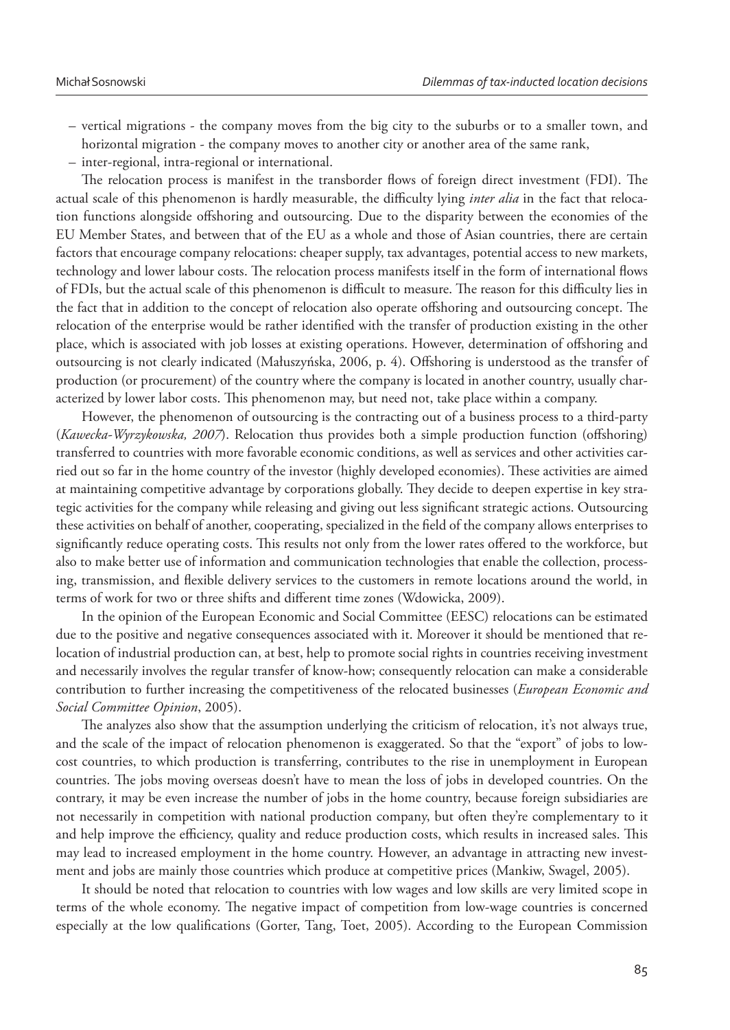– vertical migrations - the company moves from the big city to the suburbs or to a smaller town, and horizontal migration - the company moves to another city or another area of the same rank,
– inter-regional, intra-regional or international.

The relocation process is manifest in the transborder flows of foreign direct investment (FDI). The actual scale of this phenomenon is hardly measurable, the difficulty lying *inter alia* in the fact that relocation functions alongside offshoring and outsourcing. Due to the disparity between the economies of the EU Member States, and between that of the EU as a whole and those of Asian countries, there are certain factors that encourage company relocations: cheaper supply, tax advantages, potential access to new markets, technology and lower labour costs. The relocation process manifests itself in the form of international flows of FDIs, but the actual scale of this phenomenon is difficult to measure. The reason for this difficulty lies in the fact that in addition to the concept of relocation also operate offshoring and outsourcing concept. The relocation of the enterprise would be rather identified with the transfer of production existing in the other place, which is associated with job losses at existing operations. However, determination of offshoring and outsourcing is not clearly indicated (Małuszyńska, 2006, p. 4). Offshoring is understood as the transfer of production (or procurement) of the country where the company is located in another country, usually characterized by lower labor costs. This phenomenon may, but need not, take place within a company.

However, the phenomenon of outsourcing is the contracting out of a business process to a third-party (*Kawecka-Wyrzykowska, 2007*). Relocation thus provides both a simple production function (offshoring) transferred to countries with more favorable economic conditions, as well as services and other activities carried out so far in the home country of the investor (highly developed economies). These activities are aimed at maintaining competitive advantage by corporations globally. They decide to deepen expertise in key strategic activities for the company while releasing and giving out less significant strategic actions. Outsourcing these activities on behalf of another, cooperating, specialized in the field of the company allows enterprises to significantly reduce operating costs. This results not only from the lower rates offered to the workforce, but also to make better use of information and communication technologies that enable the collection, processing, transmission, and flexible delivery services to the customers in remote locations around the world, in terms of work for two or three shifts and different time zones (Wdowicka, 2009).

In the opinion of the European Economic and Social Committee (EESC) relocations can be estimated due to the positive and negative consequences associated with it. Moreover it should be mentioned that relocation of industrial production can, at best, help to promote social rights in countries receiving investment and necessarily involves the regular transfer of know-how; consequently relocation can make a considerable contribution to further increasing the competitiveness of the relocated businesses (*European Economic and Social Committee Opinion*, 2005).

The analyzes also show that the assumption underlying the criticism of relocation, it's not always true, and the scale of the impact of relocation phenomenon is exaggerated. So that the "export" of jobs to low-cost countries, to which production is transferring, contributes to the rise in unemployment in European countries. The jobs moving overseas doesn't have to mean the loss of jobs in developed countries. On the contrary, it may be even increase the number of jobs in the home country, because foreign subsidiaries are not necessarily in competition with national production company, but often they're complementary to it and help improve the efficiency, quality and reduce production costs, which results in increased sales. This may lead to increased employment in the home country. However, an advantage in attracting new investment and jobs are mainly those countries which produce at competitive prices (Mankiw, Swagel, 2005).

It should be noted that relocation to countries with low wages and low skills are very limited scope in terms of the whole economy. The negative impact of competition from low-wage countries is concerned especially at the low qualifications (Gorter, Tang, Toet, 2005). According to the European Commission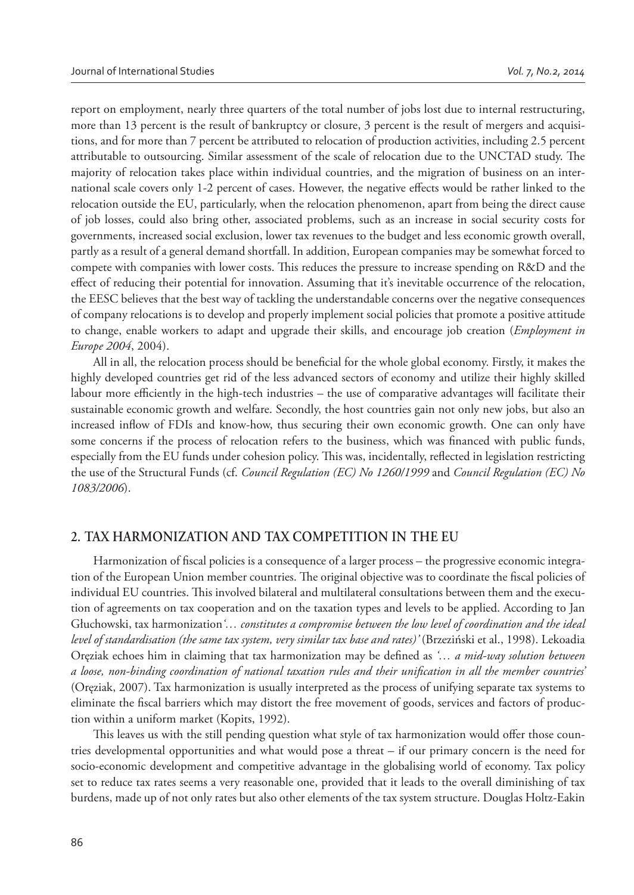report on employment, nearly three quarters of the total number of jobs lost due to internal restructuring, more than 13 percent is the result of bankruptcy or closure, 3 percent is the result of mergers and acquisitions, and for more than 7 percent be attributed to relocation of production activities, including 2.5 percent attributable to outsourcing. Similar assessment of the scale of relocation due to the UNCTAD study. The majority of relocation takes place within individual countries, and the migration of business on an international scale covers only 1-2 percent of cases. However, the negative effects would be rather linked to the relocation outside the EU, particularly, when the relocation phenomenon, apart from being the direct cause of job losses, could also bring other, associated problems, such as an increase in social security costs for governments, increased social exclusion, lower tax revenues to the budget and less economic growth overall, partly as a result of a general demand shortfall. In addition, European companies may be somewhat forced to compete with companies with lower costs. This reduces the pressure to increase spending on R&D and the effect of reducing their potential for innovation. Assuming that it's inevitable occurrence of the relocation, the EESC believes that the best way of tackling the understandable concerns over the negative consequences of company relocations is to develop and properly implement social policies that promote a positive attitude to change, enable workers to adapt and upgrade their skills, and encourage job creation (*Employment in Europe 2004*, 2004).

All in all, the relocation process should be beneficial for the whole global economy. Firstly, it makes the highly developed countries get rid of the less advanced sectors of economy and utilize their highly skilled labour more efficiently in the high-tech industries – the use of comparative advantages will facilitate their sustainable economic growth and welfare. Secondly, the host countries gain not only new jobs, but also an increased inflow of FDIs and know-how, thus securing their own economic growth. One can only have some concerns if the process of relocation refers to the business, which was financed with public funds, especially from the EU funds under cohesion policy. This was, incidentally, reflected in legislation restricting the use of the Structural Funds (cf. *Council Regulation (EC) No 1260/1999* and *Council Regulation (EC) No 1083/2006*).

## 2. TAX HARMONIZATION AND TAX COMPETITION IN THE EU

Harmonization of fiscal policies is a consequence of a larger process – the progressive economic integration of the European Union member countries. The original objective was to coordinate the fiscal policies of individual EU countries. This involved bilateral and multilateral consultations between them and the execution of agreements on tax cooperation and on the taxation types and levels to be applied. According to Jan Głuchowski, tax harmonization *'… constitutes a compromise between the low level of coordination and the ideal level of standardisation (the same tax system, very similar tax base and rates)'* (Brzeziński et al., 1998). Lekoadia Oręziak echoes him in claiming that tax harmonization may be defined as *'… a mid-way solution between a loose, non-binding coordination of national taxation rules and their unification in all the member countries'* (Oręziak, 2007). Tax harmonization is usually interpreted as the process of unifying separate tax systems to eliminate the fiscal barriers which may distort the free movement of goods, services and factors of production within a uniform market (Kopits, 1992).

This leaves us with the still pending question what style of tax harmonization would offer those countries developmental opportunities and what would pose a threat – if our primary concern is the need for socio-economic development and competitive advantage in the globalising world of economy. Tax policy set to reduce tax rates seems a very reasonable one, provided that it leads to the overall diminishing of tax burdens, made up of not only rates but also other elements of the tax system structure. Douglas Holtz-Eakin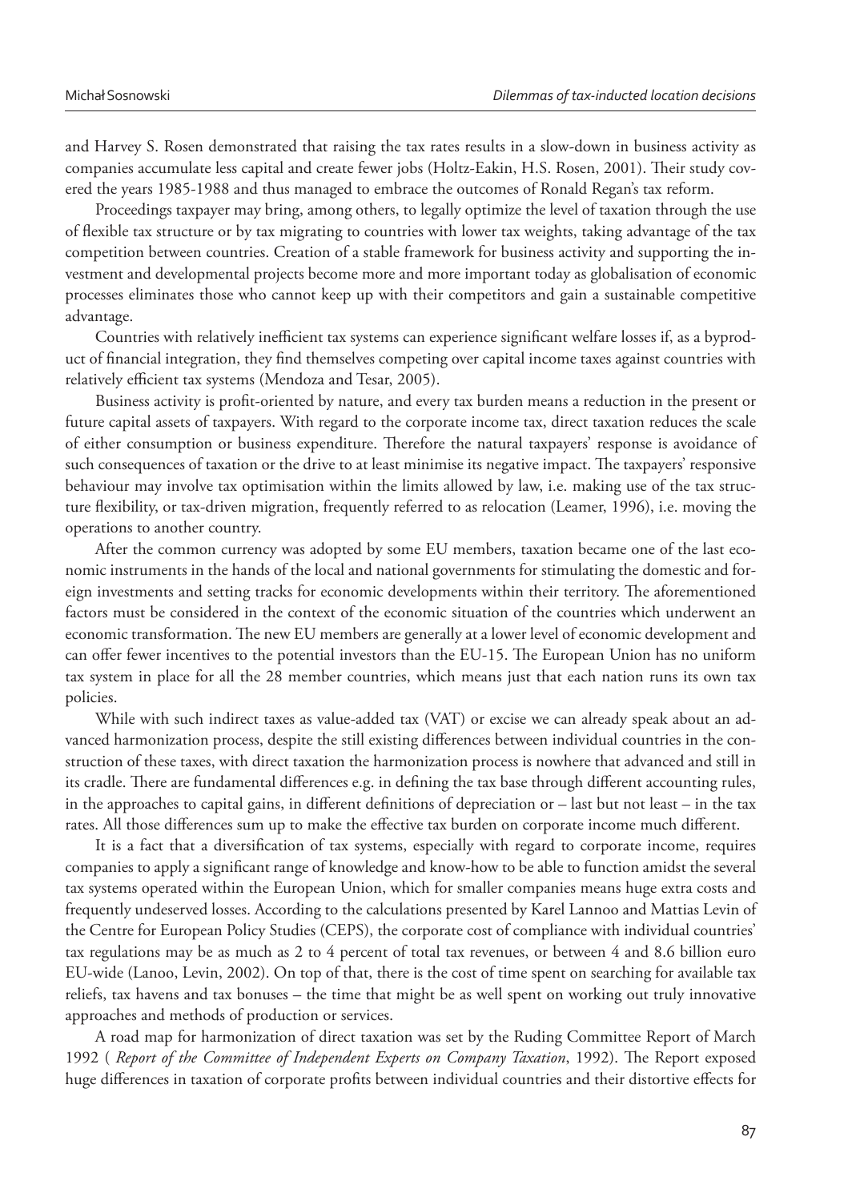and Harvey S. Rosen demonstrated that raising the tax rates results in a slow-down in business activity as companies accumulate less capital and create fewer jobs (Holtz-Eakin, H.S. Rosen, 2001). Their study covered the years 1985-1988 and thus managed to embrace the outcomes of Ronald Regan's tax reform.

Proceedings taxpayer may bring, among others, to legally optimize the level of taxation through the use of flexible tax structure or by tax migrating to countries with lower tax weights, taking advantage of the tax competition between countries. Creation of a stable framework for business activity and supporting the investment and developmental projects become more and more important today as globalisation of economic processes eliminates those who cannot keep up with their competitors and gain a sustainable competitive advantage.

Countries with relatively inefficient tax systems can experience significant welfare losses if, as a byproduct of financial integration, they find themselves competing over capital income taxes against countries with relatively efficient tax systems (Mendoza and Tesar, 2005).

Business activity is profit-oriented by nature, and every tax burden means a reduction in the present or future capital assets of taxpayers. With regard to the corporate income tax, direct taxation reduces the scale of either consumption or business expenditure. Therefore the natural taxpayers' response is avoidance of such consequences of taxation or the drive to at least minimise its negative impact. The taxpayers' responsive behaviour may involve tax optimisation within the limits allowed by law, i.e. making use of the tax structure flexibility, or tax-driven migration, frequently referred to as relocation (Leamer, 1996), i.e. moving the operations to another country.

After the common currency was adopted by some EU members, taxation became one of the last economic instruments in the hands of the local and national governments for stimulating the domestic and foreign investments and setting tracks for economic developments within their territory. The aforementioned factors must be considered in the context of the economic situation of the countries which underwent an economic transformation. The new EU members are generally at a lower level of economic development and can offer fewer incentives to the potential investors than the EU-15. The European Union has no uniform tax system in place for all the 28 member countries, which means just that each nation runs its own tax policies.

While with such indirect taxes as value-added tax (VAT) or excise we can already speak about an advanced harmonization process, despite the still existing differences between individual countries in the construction of these taxes, with direct taxation the harmonization process is nowhere that advanced and still in its cradle. There are fundamental differences e.g. in defining the tax base through different accounting rules, in the approaches to capital gains, in different definitions of depreciation or – last but not least – in the tax rates. All those differences sum up to make the effective tax burden on corporate income much different.

It is a fact that a diversification of tax systems, especially with regard to corporate income, requires companies to apply a significant range of knowledge and know-how to be able to function amidst the several tax systems operated within the European Union, which for smaller companies means huge extra costs and frequently undeserved losses. According to the calculations presented by Karel Lannoo and Mattias Levin of the Centre for European Policy Studies (CEPS), the corporate cost of compliance with individual countries' tax regulations may be as much as 2 to 4 percent of total tax revenues, or between 4 and 8.6 billion euro EU-wide (Lanoo, Levin, 2002). On top of that, there is the cost of time spent on searching for available tax reliefs, tax havens and tax bonuses – the time that might be as well spent on working out truly innovative approaches and methods of production or services.

A road map for harmonization of direct taxation was set by the Ruding Committee Report of March 1992 ( *Report of the Committee of Independent Experts on Company Taxation*, 1992). The Report exposed huge differences in taxation of corporate profits between individual countries and their distortive effects for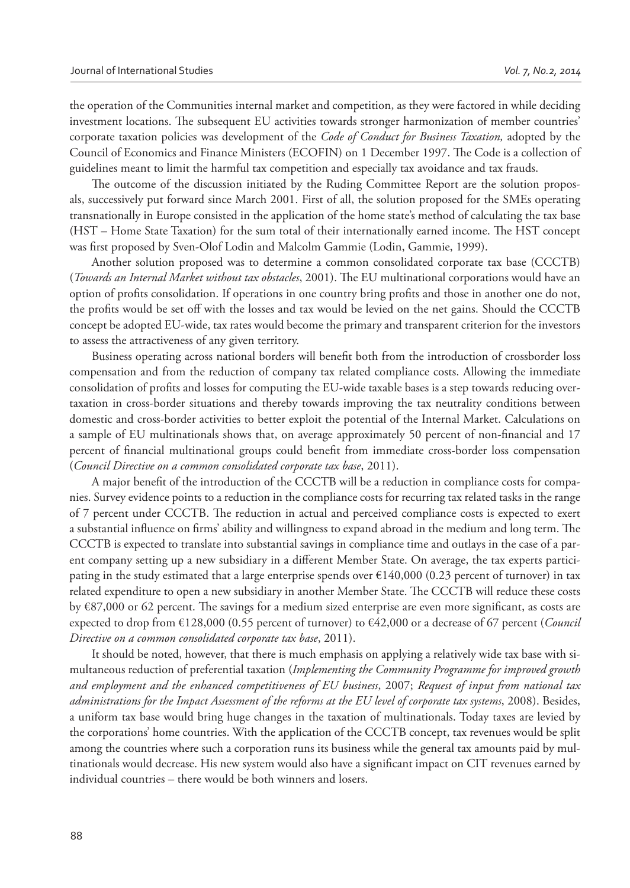the operation of the Communities internal market and competition, as they were factored in while deciding investment locations. The subsequent EU activities towards stronger harmonization of member countries' corporate taxation policies was development of the *Code of Conduct for Business Taxation,* adopted by the Council of Economics and Finance Ministers (ECOFIN) on 1 December 1997. The Code is a collection of guidelines meant to limit the harmful tax competition and especially tax avoidance and tax frauds.

The outcome of the discussion initiated by the Ruding Committee Report are the solution proposals, successively put forward since March 2001. First of all, the solution proposed for the SMEs operating transnationally in Europe consisted in the application of the home state's method of calculating the tax base (HST – Home State Taxation) for the sum total of their internationally earned income. The HST concept was first proposed by Sven-Olof Lodin and Malcolm Gammie (Lodin, Gammie, 1999).

Another solution proposed was to determine a common consolidated corporate tax base (CCCTB) (*Towards an Internal Market without tax obstacles*, 2001). The EU multinational corporations would have an option of profits consolidation. If operations in one country bring profits and those in another one do not, the profits would be set off with the losses and tax would be levied on the net gains. Should the CCCTB concept be adopted EU-wide, tax rates would become the primary and transparent criterion for the investors to assess the attractiveness of any given territory.

Business operating across national borders will benefit both from the introduction of crossborder loss compensation and from the reduction of company tax related compliance costs. Allowing the immediate consolidation of profits and losses for computing the EU-wide taxable bases is a step towards reducing overtaxation in cross-border situations and thereby towards improving the tax neutrality conditions between domestic and cross-border activities to better exploit the potential of the Internal Market. Calculations on a sample of EU multinationals shows that, on average approximately 50 percent of non-financial and 17 percent of financial multinational groups could benefit from immediate cross-border loss compensation (*Council Directive on a common consolidated corporate tax base*, 2011).

A major benefit of the introduction of the CCCTB will be a reduction in compliance costs for companies. Survey evidence points to a reduction in the compliance costs for recurring tax related tasks in the range of 7 percent under CCCTB. The reduction in actual and perceived compliance costs is expected to exert a substantial influence on firms' ability and willingness to expand abroad in the medium and long term. The CCCTB is expected to translate into substantial savings in compliance time and outlays in the case of a parent company setting up a new subsidiary in a different Member State. On average, the tax experts participating in the study estimated that a large enterprise spends over €140,000 (0.23 percent of turnover) in tax related expenditure to open a new subsidiary in another Member State. The CCCTB will reduce these costs by €87,000 or 62 percent. The savings for a medium sized enterprise are even more significant, as costs are expected to drop from €128,000 (0.55 percent of turnover) to €42,000 or a decrease of 67 percent (*Council Directive on a common consolidated corporate tax base*, 2011).

It should be noted, however, that there is much emphasis on applying a relatively wide tax base with simultaneous reduction of preferential taxation (*Implementing the Community Programme for improved growth and employment and the enhanced competitiveness of EU business*, 2007; *Request of input from national tax administrations for the Impact Assessment of the reforms at the EU level of corporate tax systems*, 2008). Besides, a uniform tax base would bring huge changes in the taxation of multinationals. Today taxes are levied by the corporations' home countries. With the application of the CCCTB concept, tax revenues would be split among the countries where such a corporation runs its business while the general tax amounts paid by multinationals would decrease. His new system would also have a significant impact on CIT revenues earned by individual countries – there would be both winners and losers.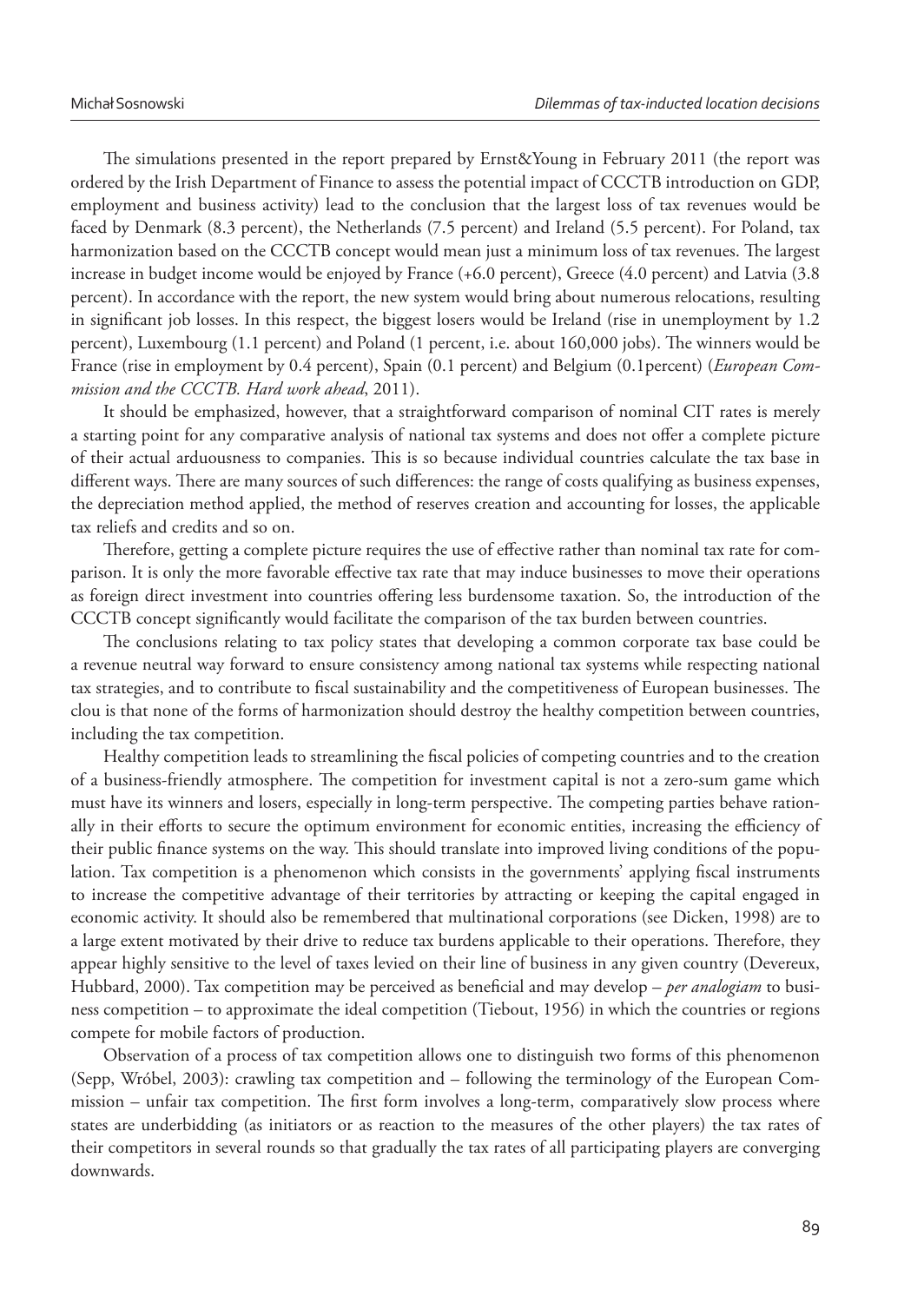The simulations presented in the report prepared by Ernst&Young in February 2011 (the report was ordered by the Irish Department of Finance to assess the potential impact of CCCTB introduction on GDP, employment and business activity) lead to the conclusion that the largest loss of tax revenues would be faced by Denmark (8.3 percent), the Netherlands (7.5 percent) and Ireland (5.5 percent). For Poland, tax harmonization based on the CCCTB concept would mean just a minimum loss of tax revenues. The largest increase in budget income would be enjoyed by France (+6.0 percent), Greece (4.0 percent) and Latvia (3.8 percent). In accordance with the report, the new system would bring about numerous relocations, resulting in significant job losses. In this respect, the biggest losers would be Ireland (rise in unemployment by 1.2 percent), Luxembourg (1.1 percent) and Poland (1 percent, i.e. about 160,000 jobs). The winners would be France (rise in employment by 0.4 percent), Spain (0.1 percent) and Belgium (0.1percent) (*European Commission and the CCCTB. Hard work ahead*, 2011).

It should be emphasized, however, that a straightforward comparison of nominal CIT rates is merely a starting point for any comparative analysis of national tax systems and does not offer a complete picture of their actual arduousness to companies. This is so because individual countries calculate the tax base in different ways. There are many sources of such differences: the range of costs qualifying as business expenses, the depreciation method applied, the method of reserves creation and accounting for losses, the applicable tax reliefs and credits and so on.

Therefore, getting a complete picture requires the use of effective rather than nominal tax rate for comparison. It is only the more favorable effective tax rate that may induce businesses to move their operations as foreign direct investment into countries offering less burdensome taxation. So, the introduction of the CCCTB concept significantly would facilitate the comparison of the tax burden between countries.

The conclusions relating to tax policy states that developing a common corporate tax base could be a revenue neutral way forward to ensure consistency among national tax systems while respecting national tax strategies, and to contribute to fiscal sustainability and the competitiveness of European businesses. The clou is that none of the forms of harmonization should destroy the healthy competition between countries, including the tax competition.

Healthy competition leads to streamlining the fiscal policies of competing countries and to the creation of a business-friendly atmosphere. The competition for investment capital is not a zero-sum game which must have its winners and losers, especially in long-term perspective. The competing parties behave rationally in their efforts to secure the optimum environment for economic entities, increasing the efficiency of their public finance systems on the way. This should translate into improved living conditions of the population. Tax competition is a phenomenon which consists in the governments' applying fiscal instruments to increase the competitive advantage of their territories by attracting or keeping the capital engaged in economic activity. It should also be remembered that multinational corporations (see Dicken, 1998) are to a large extent motivated by their drive to reduce tax burdens applicable to their operations. Therefore, they appear highly sensitive to the level of taxes levied on their line of business in any given country (Devereux, Hubbard, 2000). Tax competition may be perceived as beneficial and may develop – *per analogiam* to business competition – to approximate the ideal competition (Tiebout, 1956) in which the countries or regions compete for mobile factors of production.

Observation of a process of tax competition allows one to distinguish two forms of this phenomenon (Sepp, Wróbel, 2003): crawling tax competition and – following the terminology of the European Commission – unfair tax competition. The first form involves a long-term, comparatively slow process where states are underbidding (as initiators or as reaction to the measures of the other players) the tax rates of their competitors in several rounds so that gradually the tax rates of all participating players are converging downwards.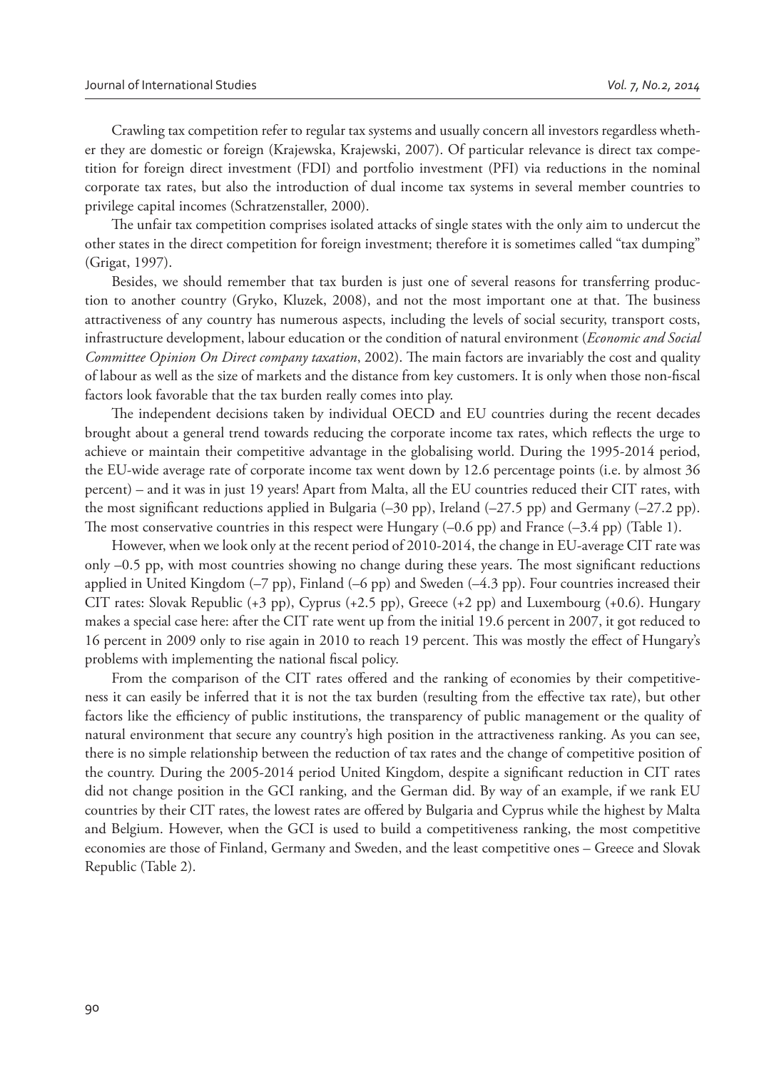Crawling tax competition refer to regular tax systems and usually concern all investors regardless whether they are domestic or foreign (Krajewska, Krajewski, 2007). Of particular relevance is direct tax competition for foreign direct investment (FDI) and portfolio investment (PFI) via reductions in the nominal corporate tax rates, but also the introduction of dual income tax systems in several member countries to privilege capital incomes (Schratzenstaller, 2000).

The unfair tax competition comprises isolated attacks of single states with the only aim to undercut the other states in the direct competition for foreign investment; therefore it is sometimes called "tax dumping" (Grigat, 1997).

Besides, we should remember that tax burden is just one of several reasons for transferring production to another country (Gryko, Kluzek, 2008), and not the most important one at that. The business attractiveness of any country has numerous aspects, including the levels of social security, transport costs, infrastructure development, labour education or the condition of natural environment (*Economic and Social Committee Opinion On Direct company taxation*, 2002). The main factors are invariably the cost and quality of labour as well as the size of markets and the distance from key customers. It is only when those non-fiscal factors look favorable that the tax burden really comes into play.

The independent decisions taken by individual OECD and EU countries during the recent decades brought about a general trend towards reducing the corporate income tax rates, which reflects the urge to achieve or maintain their competitive advantage in the globalising world. During the 1995-2014 period, the EU-wide average rate of corporate income tax went down by 12.6 percentage points (i.e. by almost 36 percent) – and it was in just 19 years! Apart from Malta, all the EU countries reduced their CIT rates, with the most significant reductions applied in Bulgaria (–30 pp), Ireland (–27.5 pp) and Germany (–27.2 pp). The most conservative countries in this respect were Hungary (–0.6 pp) and France (–3.4 pp) (Table 1).

However, when we look only at the recent period of 2010-2014, the change in EU-average CIT rate was only –0.5 pp, with most countries showing no change during these years. The most significant reductions applied in United Kingdom (–7 pp), Finland (–6 pp) and Sweden (–4.3 pp). Four countries increased their CIT rates: Slovak Republic (+3 pp), Cyprus (+2.5 pp), Greece (+2 pp) and Luxembourg (+0.6). Hungary makes a special case here: after the CIT rate went up from the initial 19.6 percent in 2007, it got reduced to 16 percent in 2009 only to rise again in 2010 to reach 19 percent. This was mostly the effect of Hungary's problems with implementing the national fiscal policy.

From the comparison of the CIT rates offered and the ranking of economies by their competitiveness it can easily be inferred that it is not the tax burden (resulting from the effective tax rate), but other factors like the efficiency of public institutions, the transparency of public management or the quality of natural environment that secure any country's high position in the attractiveness ranking. As you can see, there is no simple relationship between the reduction of tax rates and the change of competitive position of the country. During the 2005-2014 period United Kingdom, despite a significant reduction in CIT rates did not change position in the GCI ranking, and the German did. By way of an example, if we rank EU countries by their CIT rates, the lowest rates are offered by Bulgaria and Cyprus while the highest by Malta and Belgium. However, when the GCI is used to build a competitiveness ranking, the most competitive economies are those of Finland, Germany and Sweden, and the least competitive ones – Greece and Slovak Republic (Table 2).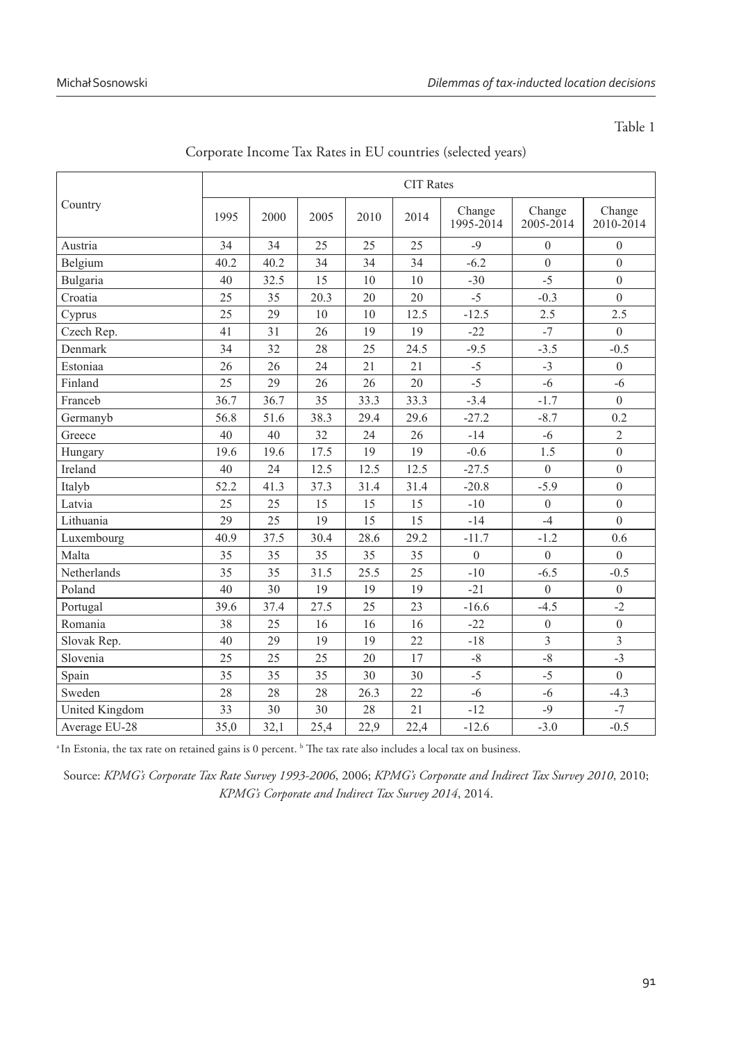Table 1

Corporate Income Tax Rates in EU countries (selected years)

| Country | CIT Rates | | | | | | | |
|---|---|---|---|---|---|---|---|---|
| | 1995 | 2000 | 2005 | 2010 | 2014 | Change 1995-2014 | Change 2005-2014 | Change 2010-2014 |
| Austria | 34 | 34 | 25 | 25 | 25 | -9 | 0 | 0 |
| Belgium | 40.2 | 40.2 | 34 | 34 | 34 | -6.2 | 0 | 0 |
| Bulgaria | 40 | 32.5 | 15 | 10 | 10 | -30 | -5 | 0 |
| Croatia | 25 | 35 | 20.3 | 20 | 20 | -5 | -0.3 | 0 |
| Cyprus | 25 | 29 | 10 | 10 | 12.5 | -12.5 | 2.5 | 2.5 |
| Czech Rep. | 41 | 31 | 26 | 19 | 19 | -22 | -7 | 0 |
| Denmark | 34 | 32 | 28 | 25 | 24.5 | -9.5 | -3.5 | -0.5 |
| Estonia[a] | 26 | 26 | 24 | 21 | 21 | -5 | -3 | 0 |
| Finland | 25 | 29 | 26 | 26 | 20 | -5 | -6 | -6 |
| France[b] | 36.7 | 36.7 | 35 | 33.3 | 33.3 | -3.4 | -1.7 | 0 |
| Germany[b] | 56.8 | 51.6 | 38.3 | 29.4 | 29.6 | -27.2 | -8.7 | 0.2 |
| Greece | 40 | 40 | 32 | 24 | 26 | -14 | -6 | 2 |
| Hungary | 19.6 | 19.6 | 17.5 | 19 | 19 | -0.6 | 1.5 | 0 |
| Ireland | 40 | 24 | 12.5 | 12.5 | 12.5 | -27.5 | 0 | 0 |
| Italy[b] | 52.2 | 41.3 | 37.3 | 31.4 | 31.4 | -20.8 | -5.9 | 0 |
| Latvia | 25 | 25 | 15 | 15 | 15 | -10 | 0 | 0 |
| Lithuania | 29 | 25 | 19 | 15 | 15 | -14 | -4 | 0 |
| Luxembourg | 40.9 | 37.5 | 30.4 | 28.6 | 29.2 | -11.7 | -1.2 | 0.6 |
| Malta | 35 | 35 | 35 | 35 | 35 | 0 | 0 | 0 |
| Netherlands | 35 | 35 | 31.5 | 25.5 | 25 | -10 | -6.5 | -0.5 |
| Poland | 40 | 30 | 19 | 19 | 19 | -21 | 0 | 0 |
| Portugal | 39.6 | 37.4 | 27.5 | 25 | 23 | -16.6 | -4.5 | -2 |
| Romania | 38 | 25 | 16 | 16 | 16 | -22 | 0 | 0 |
| Slovak Rep. | 40 | 29 | 19 | 19 | 22 | -18 | 3 | 3 |
| Slovenia | 25 | 25 | 25 | 20 | 17 | -8 | -8 | -3 |
| Spain | 35 | 35 | 35 | 30 | 30 | -5 | -5 | 0 |
| Sweden | 28 | 28 | 28 | 26.3 | 22 | -6 | -6 | -4.3 |
| United Kingdom | 33 | 30 | 30 | 28 | 21 | -12 | -9 | -7 |
| Average EU-28 | 35,0 | 32,1 | 25,4 | 22,9 | 22,4 | -12.6 | -3.0 | -0.5 |

[a] In Estonia, the tax rate on retained gains is 0 percent. [b] The tax rate also includes a local tax on business.

Source: *KPMG's Corporate Tax Rate Survey 1993-2006*, 2006; *KPMG's Corporate and Indirect Tax Survey 2010*, 2010; *KPMG's Corporate and Indirect Tax Survey 2014*, 2014.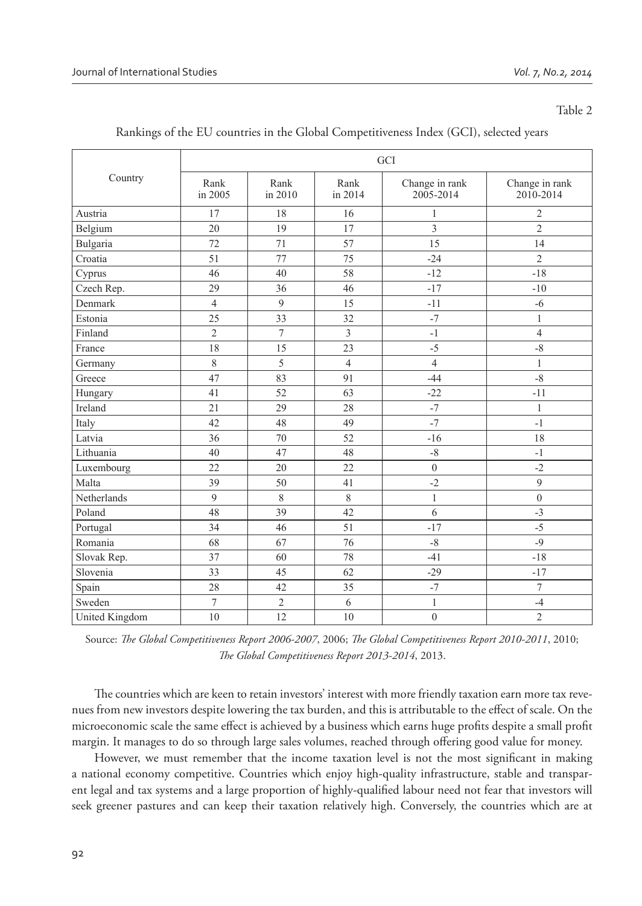Table 2

Rankings of the EU countries in the Global Competitiveness Index (GCI), selected years

| Country | GCI | | | | |
|---|---|---|---|---|---|
| | Rank in 2005 | Rank in 2010 | Rank in 2014 | Change in rank 2005-2014 | Change in rank 2010-2014 |
| Austria | 17 | 18 | 16 | 1 | 2 |
| Belgium | 20 | 19 | 17 | 3 | 2 |
| Bulgaria | 72 | 71 | 57 | 15 | 14 |
| Croatia | 51 | 77 | 75 | -24 | 2 |
| Cyprus | 46 | 40 | 58 | -12 | -18 |
| Czech Rep. | 29 | 36 | 46 | -17 | -10 |
| Denmark | 4 | 9 | 15 | -11 | -6 |
| Estonia | 25 | 33 | 32 | -7 | 1 |
| Finland | 2 | 7 | 3 | -1 | 4 |
| France | 18 | 15 | 23 | -5 | -8 |
| Germany | 8 | 5 | 4 | 4 | 1 |
| Greece | 47 | 83 | 91 | -44 | -8 |
| Hungary | 41 | 52 | 63 | -22 | -11 |
| Ireland | 21 | 29 | 28 | -7 | 1 |
| Italy | 42 | 48 | 49 | -7 | -1 |
| Latvia | 36 | 70 | 52 | -16 | 18 |
| Lithuania | 40 | 47 | 48 | -8 | -1 |
| Luxembourg | 22 | 20 | 22 | 0 | -2 |
| Malta | 39 | 50 | 41 | -2 | 9 |
| Netherlands | 9 | 8 | 8 | 1 | 0 |
| Poland | 48 | 39 | 42 | 6 | -3 |
| Portugal | 34 | 46 | 51 | -17 | -5 |
| Romania | 68 | 67 | 76 | -8 | -9 |
| Slovak Rep. | 37 | 60 | 78 | -41 | -18 |
| Slovenia | 33 | 45 | 62 | -29 | -17 |
| Spain | 28 | 42 | 35 | -7 | 7 |
| Sweden | 7 | 2 | 6 | 1 | -4 |
| United Kingdom | 10 | 12 | 10 | 0 | 2 |

Source: *The Global Competitiveness Report 2006-2007*, 2006; *The Global Competitiveness Report 2010-2011*, 2010; *The Global Competitiveness Report 2013-2014*, 2013.

The countries which are keen to retain investors' interest with more friendly taxation earn more tax revenues from new investors despite lowering the tax burden, and this is attributable to the effect of scale. On the microeconomic scale the same effect is achieved by a business which earns huge profits despite a small profit margin. It manages to do so through large sales volumes, reached through offering good value for money.

However, we must remember that the income taxation level is not the most significant in making a national economy competitive. Countries which enjoy high-quality infrastructure, stable and transparent legal and tax systems and a large proportion of highly-qualified labour need not fear that investors will seek greener pastures and can keep their taxation relatively high. Conversely, the countries which are at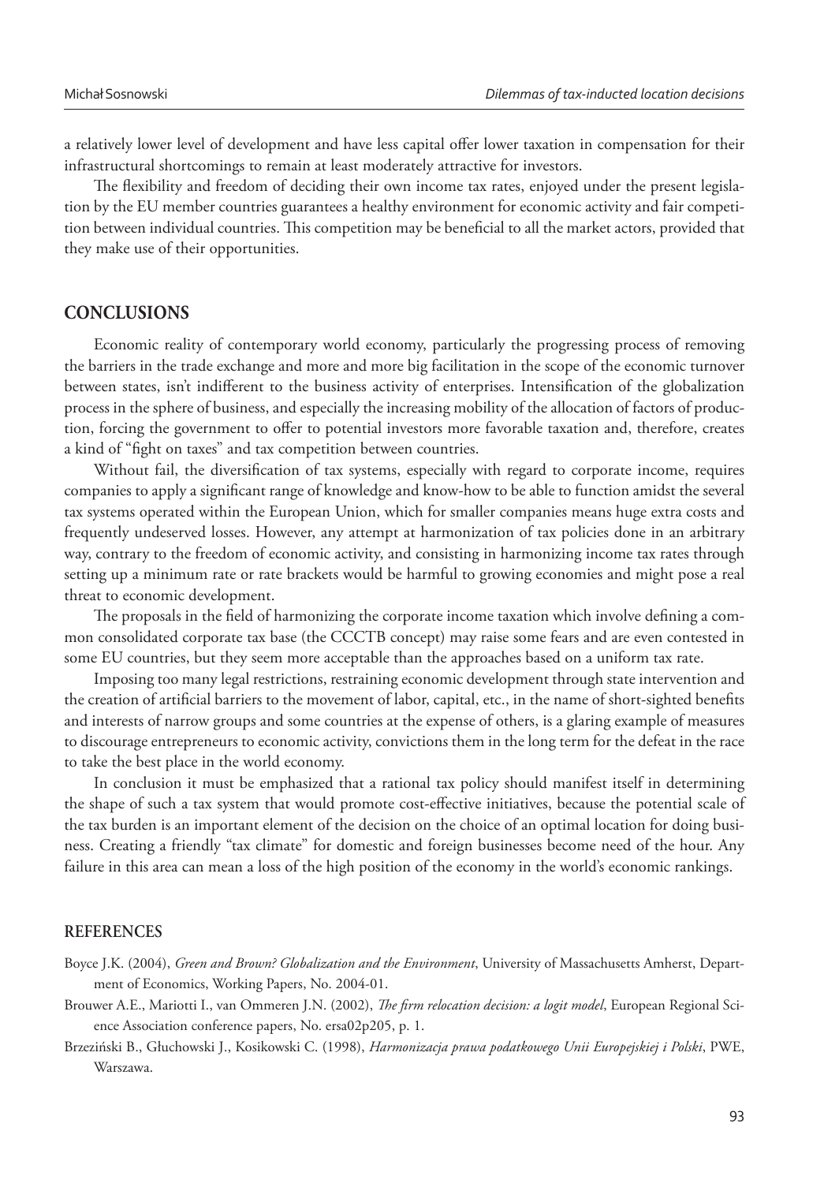a relatively lower level of development and have less capital offer lower taxation in compensation for their infrastructural shortcomings to remain at least moderately attractive for investors.

The flexibility and freedom of deciding their own income tax rates, enjoyed under the present legislation by the EU member countries guarantees a healthy environment for economic activity and fair competition between individual countries. This competition may be beneficial to all the market actors, provided that they make use of their opportunities.

## CONCLUSIONS

Economic reality of contemporary world economy, particularly the progressing process of removing the barriers in the trade exchange and more and more big facilitation in the scope of the economic turnover between states, isn't indifferent to the business activity of enterprises. Intensification of the globalization process in the sphere of business, and especially the increasing mobility of the allocation of factors of production, forcing the government to offer to potential investors more favorable taxation and, therefore, creates a kind of "fight on taxes" and tax competition between countries.

Without fail, the diversification of tax systems, especially with regard to corporate income, requires companies to apply a significant range of knowledge and know-how to be able to function amidst the several tax systems operated within the European Union, which for smaller companies means huge extra costs and frequently undeserved losses. However, any attempt at harmonization of tax policies done in an arbitrary way, contrary to the freedom of economic activity, and consisting in harmonizing income tax rates through setting up a minimum rate or rate brackets would be harmful to growing economies and might pose a real threat to economic development.

The proposals in the field of harmonizing the corporate income taxation which involve defining a common consolidated corporate tax base (the CCCTB concept) may raise some fears and are even contested in some EU countries, but they seem more acceptable than the approaches based on a uniform tax rate.

Imposing too many legal restrictions, restraining economic development through state intervention and the creation of artificial barriers to the movement of labor, capital, etc., in the name of short-sighted benefits and interests of narrow groups and some countries at the expense of others, is a glaring example of measures to discourage entrepreneurs to economic activity, convictions them in the long term for the defeat in the race to take the best place in the world economy.

In conclusion it must be emphasized that a rational tax policy should manifest itself in determining the shape of such a tax system that would promote cost-effective initiatives, because the potential scale of the tax burden is an important element of the decision on the choice of an optimal location for doing business. Creating a friendly "tax climate" for domestic and foreign businesses become need of the hour. Any failure in this area can mean a loss of the high position of the economy in the world's economic rankings.

## REFERENCES

Boyce J.K. (2004), *Green and Brown? Globalization and the Environment*, University of Massachusetts Amherst, Department of Economics, Working Papers, No. 2004-01.

Brouwer A.E., Mariotti I., van Ommeren J.N. (2002), *The firm relocation decision: a logit model*, European Regional Science Association conference papers, No. ersa02p205, p. 1.

Brzeziński B., Głuchowski J., Kosikowski C. (1998), *Harmonizacja prawa podatkowego Unii Europejskiej i Polski*, PWE, Warszawa.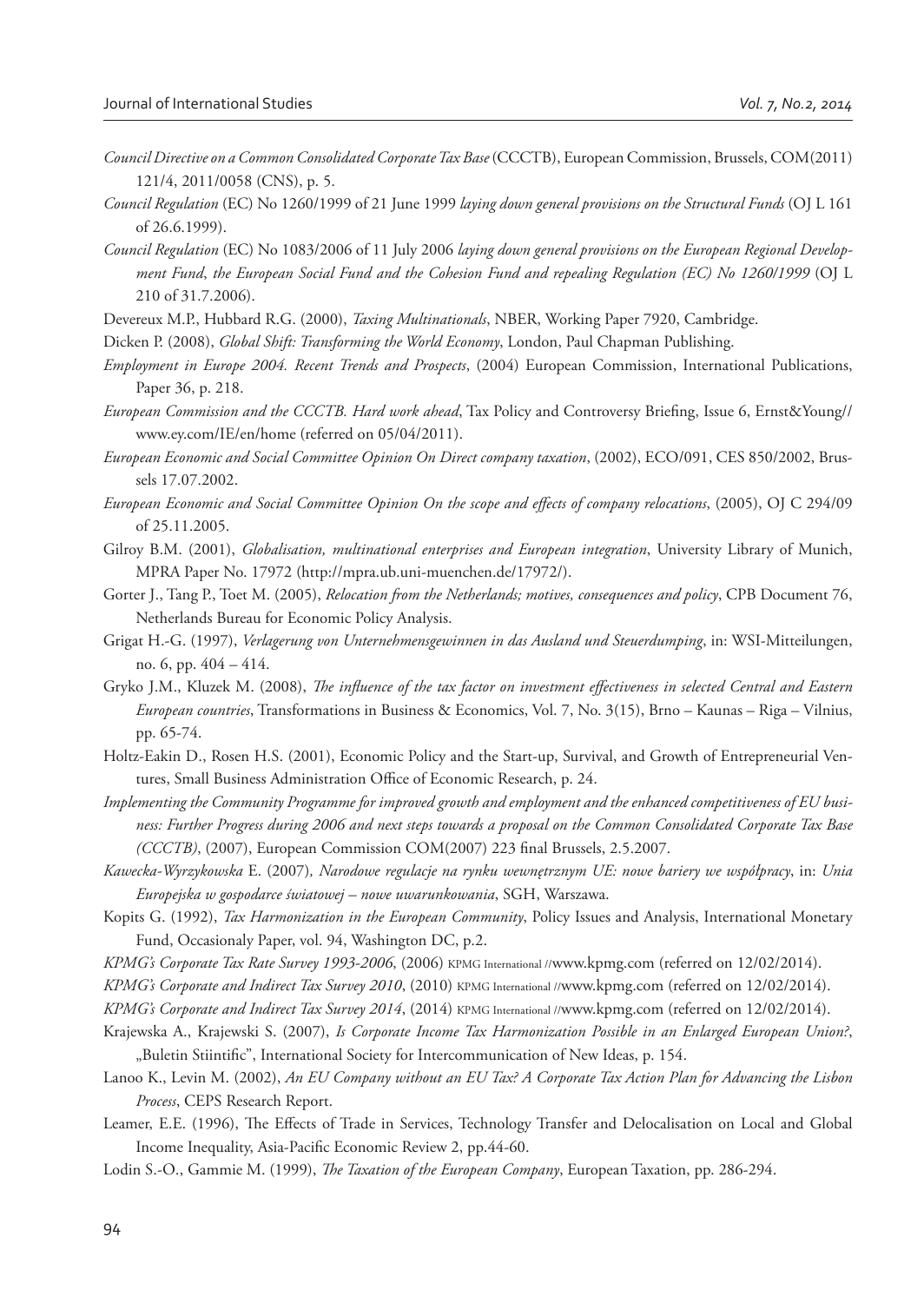*Council Directive on a Common Consolidated Corporate Tax Base* (CCCTB), European Commission, Brussels, COM(2011) 121/4, 2011/0058 (CNS), p. 5.

*Council Regulation* (EC) No 1260/1999 of 21 June 1999 *laying down general provisions on the Structural Funds* (OJ L 161 of 26.6.1999).

*Council Regulation* (EC) No 1083/2006 of 11 July 2006 *laying down general provisions on the European Regional Development Fund, the European Social Fund and the Cohesion Fund and repealing Regulation (EC) No 1260/1999* (OJ L 210 of 31.7.2006).

Devereux M.P., Hubbard R.G. (2000), *Taxing Multinationals*, NBER, Working Paper 7920, Cambridge.

Dicken P. (2008), *Global Shift: Transforming the World Economy*, London, Paul Chapman Publishing.

*Employment in Europe 2004. Recent Trends and Prospects*, (2004) European Commission, International Publications, Paper 36, p. 218.

*European Commission and the CCCTB. Hard work ahead*, Tax Policy and Controversy Briefing, Issue 6, Ernst&Young// www.ey.com/IE/en/home (referred on 05/04/2011).

*European Economic and Social Committee Opinion On Direct company taxation*, (2002), ECO/091, CES 850/2002, Brussels 17.07.2002.

*European Economic and Social Committee Opinion On the scope and effects of company relocations*, (2005), OJ C 294/09 of 25.11.2005.

Gilroy B.M. (2001), *Globalisation, multinational enterprises and European integration*, University Library of Munich, MPRA Paper No. 17972 (http://mpra.ub.uni-muenchen.de/17972/).

Gorter J., Tang P., Toet M. (2005), *Relocation from the Netherlands; motives, consequences and policy*, CPB Document 76, Netherlands Bureau for Economic Policy Analysis.

Grigat H.-G. (1997), *Verlagerung von Unternehmensgewinnen in das Ausland und Steuerdumping*, in: WSI-Mitteilungen, no. 6, pp. 404 – 414.

Gryko J.M., Kluzek M. (2008), *The influence of the tax factor on investment effectiveness in selected Central and Eastern European countries*, Transformations in Business & Economics, Vol. 7, No. 3(15), Brno – Kaunas – Riga – Vilnius, pp. 65-74.

Holtz-Eakin D., Rosen H.S. (2001), Economic Policy and the Start-up, Survival, and Growth of Entrepreneurial Ventures, Small Business Administration Office of Economic Research, p. 24.

*Implementing the Community Programme for improved growth and employment and the enhanced competitiveness of EU business: Further Progress during 2006 and next steps towards a proposal on the Common Consolidated Corporate Tax Base (CCCTB)*, (2007), European Commission COM(2007) 223 final Brussels, 2.5.2007.

*Kawecka-Wyrzykowska* E. (2007)*, Narodowe regulacje na rynku wewnętrznym UE: nowe bariery we współpracy*, in: *Unia Europejska w gospodarce światowej – nowe uwarunkowania*, SGH, Warszawa.

Kopits G. (1992), *Tax Harmonization in the European Community*, Policy Issues and Analysis, International Monetary Fund, Occasionaly Paper, vol. 94, Washington DC, p.2.

*KPMG's Corporate Tax Rate Survey 1993-2006*, (2006) KPMG International //www.kpmg.com (referred on 12/02/2014).

*KPMG's Corporate and Indirect Tax Survey 2010*, (2010) KPMG International //www.kpmg.com (referred on 12/02/2014).

*KPMG's Corporate and Indirect Tax Survey 2014*, (2014) KPMG International //www.kpmg.com (referred on 12/02/2014).

Krajewska A., Krajewski S. (2007), *Is Corporate Income Tax Harmonization Possible in an Enlarged European Union?*, „Buletin Stiintific", International Society for Intercommunication of New Ideas, p. 154.

Lanoo K., Levin M. (2002), *An EU Company without an EU Tax? A Corporate Tax Action Plan for Advancing the Lisbon Process*, CEPS Research Report.

Leamer, E.E. (1996), The Effects of Trade in Services, Technology Transfer and Delocalisation on Local and Global Income Inequality, Asia-Pacific Economic Review 2, pp.44-60.

Lodin S.-O., Gammie M. (1999), *The Taxation of the European Company*, European Taxation, pp. 286-294.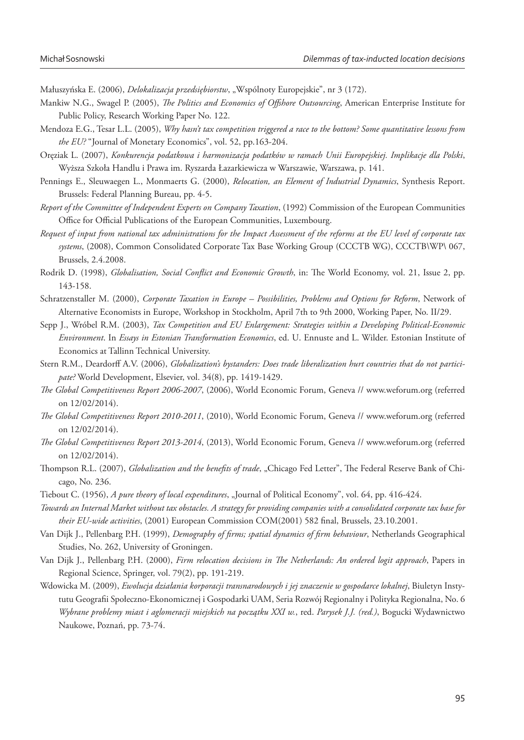Małuszyńska E. (2006), *Delokalizacja przedsiębiorstw*, „Wspólnoty Europejskie", nr 3 (172).

Mankiw N.G., Swagel P. (2005), *The Politics and Economics of Offshore Outsourcing*, American Enterprise Institute for Public Policy, Research Working Paper No. 122.

Mendoza E.G., Tesar L.L. (2005), *Why hasn't tax competition triggered a race to the bottom? Some quantitative lessons from the EU?* "Journal of Monetary Economics", vol. 52, pp.163-204.

Oręziak L. (2007), *Konkurencja podatkowa i harmonizacja podatków w ramach Unii Europejskiej. Implikacje dla Polski*, Wyższa Szkoła Handlu i Prawa im. Ryszarda Łazarkiewicza w Warszawie, Warszawa, p. 141.

Pennings E., Sleuwaegen L., Monmaerts G. (2000), *Relocation, an Element of Industrial Dynamics*, Synthesis Report. Brussels: Federal Planning Bureau, pp. 4-5.

*Report of the Committee of Independent Experts on Company Taxation*, (1992) Commission of the European Communities Office for Official Publications of the European Communities, Luxembourg.

*Request of input from national tax administrations for the Impact Assessment of the reforms at the EU level of corporate tax systems*, (2008), Common Consolidated Corporate Tax Base Working Group (CCCTB WG), CCCTB\WP\ 067, Brussels, 2.4.2008.

Rodrik D. (1998), *Globalisation, Social Conflict and Economic Growth*, in: The World Economy, vol. 21, Issue 2, pp. 143-158.

Schratzenstaller M. (2000), *Corporate Taxation in Europe – Possibilities, Problems and Options for Reform*, Network of Alternative Economists in Europe, Workshop in Stockholm, April 7th to 9th 2000, Working Paper, No. II/29.

Sepp J., Wróbel R.M. (2003), *Tax Competition and EU Enlargement: Strategies within a Developing Political-Economic Environment*. In *Essays in Estonian Transformation Economics*, ed. U. Ennuste and L. Wilder. Estonian Institute of Economics at Tallinn Technical University.

Stern R.M., Deardorff A.V. (2006), *Globalization's bystanders: Does trade liberalization hurt countries that do not participate?* World Development, Elsevier, vol. 34(8), pp. 1419-1429.

*The Global Competitiveness Report 2006-2007*, (2006), World Economic Forum, Geneva // www.weforum.org (referred on 12/02/2014).

*The Global Competitiveness Report 2010-2011*, (2010), World Economic Forum, Geneva // www.weforum.org (referred on 12/02/2014).

*The Global Competitiveness Report 2013-2014*, (2013), World Economic Forum, Geneva // www.weforum.org (referred on 12/02/2014).

Thompson R.L. (2007), *Globalization and the benefits of trade*, „Chicago Fed Letter", The Federal Reserve Bank of Chicago, No. 236.

Tiebout C. (1956), *A pure theory of local expenditures*, „Journal of Political Economy", vol. 64, pp. 416-424.

*Towards an Internal Market without tax obstacles. A strategy for providing companies with a consolidated corporate tax base for their EU-wide activities*, (2001) European Commission COM(2001) 582 final, Brussels, 23.10.2001.

Van Dijk J., Pellenbarg P.H. (1999), *Demography of firms; spatial dynamics of firm behaviour*, Netherlands Geographical Studies, No. 262, University of Groningen.

Van Dijk J., Pellenbarg P.H. (2000), *Firm relocation decisions in The Netherlands: An ordered logit approach*, Papers in Regional Science, Springer, vol. 79(2), pp. 191-219.

Wdowicka M. (2009), *Ewolucja działania korporacji transnarodowych i jej znaczenie w gospodarce lokalnej*, Biuletyn Instytutu Geografii Społeczno-Ekonomicznej i Gospodarki UAM, Seria Rozwój Regionalny i Polityka Regionalna, No. 6 *Wybrane problemy miast i aglomeracji miejskich na początku XXI w.*, red. *Parysek J.J. (red.)*, Bogucki Wydawnictwo Naukowe, Poznań, pp. 73-74.